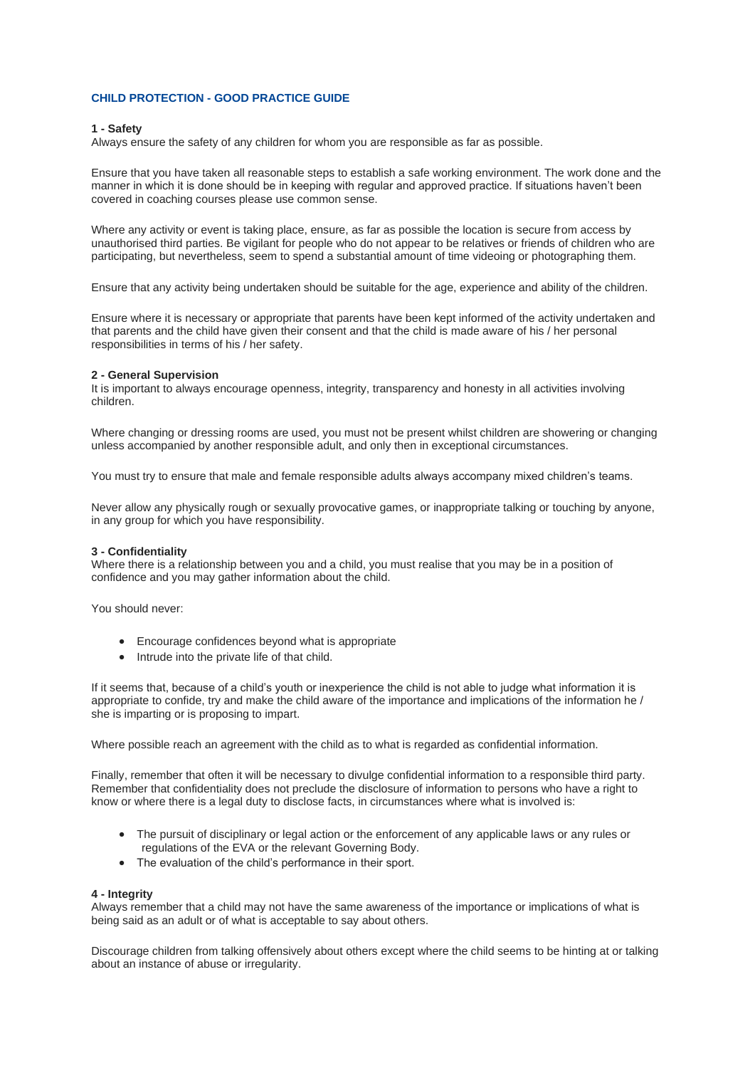# CHILD PROTECTION - GOOD PRACTICE GUIDE

**1 - Safety**

Always ensure the safety of any children for whom you are responsible as far as possible.

Ensure that you have taken all reasonable steps to establish a safe working environment. The work done and the manner in which it is done should be in keeping with regular and approved practice. If situations haven't been covered in coaching courses please use common sense.

Where any activity or event is taking place, ensure, as far as possible the location is secure from access by unauthorised third parties. Be vigilant for people who do not appear to be relatives or friends of children who are participating, but nevertheless, seem to spend a substantial amount of time videoing or photographing them.

Ensure that any activity being undertaken should be suitable for the age, experience and ability of the children.

Ensure where it is necessary or appropriate that parents have been kept informed of the activity undertaken and that parents and the child have given their consent and that the child is made aware of his / her personal responsibilities in terms of his / her safety.

**2 - General Supervision**

It is important to always encourage openness, integrity, transparency and honesty in all activities involving children.

Where changing or dressing rooms are used, you must not be present whilst children are showering or changing unless accompanied by another responsible adult, and only then in exceptional circumstances.

You must try to ensure that male and female responsible adults always accompany mixed children's teams.

Never allow any physically rough or sexually provocative games, or inappropriate talking or touching by anyone, in any group for which you have responsibility.

**3 - Confidentiality**

Where there is a relationship between you and a child, you must realise that you may be in a position of confidence and you may gather information about the child.

You should never:

- Encourage confidences beyond what is appropriate
- Intrude into the private life of that child.

If it seems that, because of a child's youth or inexperience the child is not able to judge what information it is appropriate to confide, try and make the child aware of the importance and implications of the information he / she is imparting or is proposing to impart.

Where possible reach an agreement with the child as to what is regarded as confidential information.

Finally, remember that often it will be necessary to divulge confidential information to a responsible third party. Remember that confidentiality does not preclude the disclosure of information to persons who have a right to know or where there is a legal duty to disclose facts, in circumstances where what is involved is:

- The pursuit of disciplinary or legal action or the enforcement of any applicable laws or any rules or regulations of the EVA or the relevant Governing Body.
- The evaluation of the child's performance in their sport.

**4 - Integrity**

Always remember that a child may not have the same awareness of the importance or implications of what is being said as an adult or of what is acceptable to say about others.

Discourage children from talking offensively about others except where the child seems to be hinting at or talking about an instance of abuse or irregularity.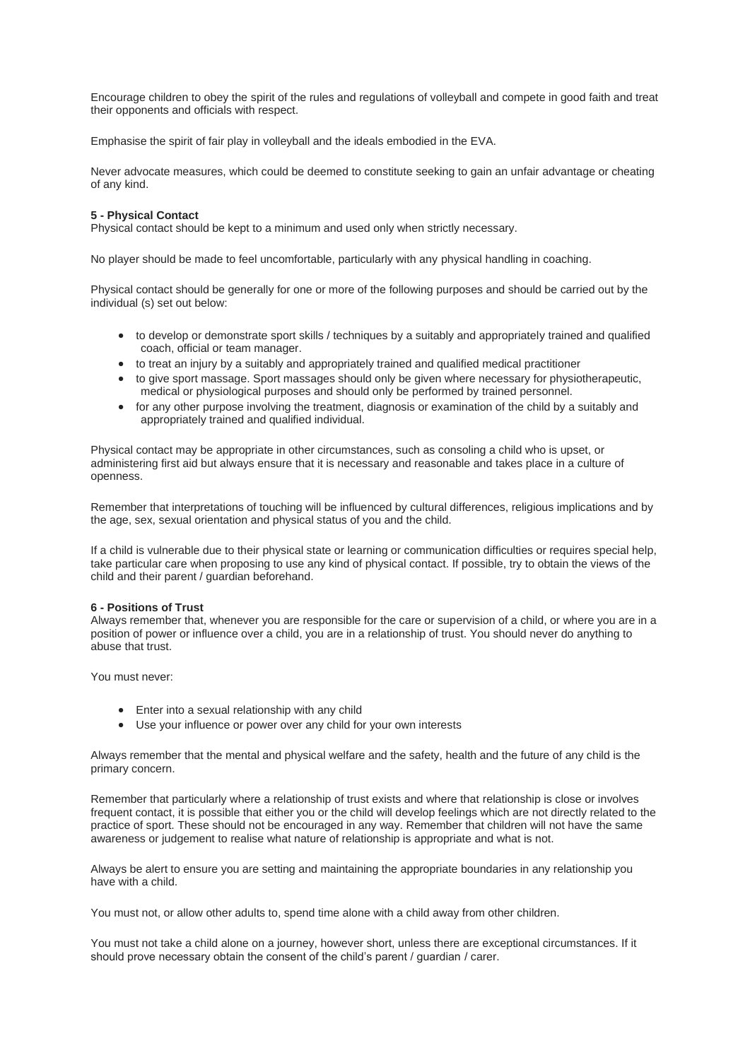Encourage children to obey the spirit of the rules and regulations of volleyball and compete in good faith and treat their opponents and officials with respect.

Emphasise the spirit of fair play in volleyball and the ideals embodied in the EVA.

Never advocate measures, which could be deemed to constitute seeking to gain an unfair advantage or cheating of any kind.

**5 - Physical Contact**

Physical contact should be kept to a minimum and used only when strictly necessary.

No player should be made to feel uncomfortable, particularly with any physical handling in coaching.

Physical contact should be generally for one or more of the following purposes and should be carried out by the individual (s) set out below:

- to develop or demonstrate sport skills / techniques by a suitably and appropriately trained and qualified coach, official or team manager.
- to treat an injury by a suitably and appropriately trained and qualified medical practitioner
- to give sport massage. Sport massages should only be given where necessary for physiotherapeutic, medical or physiological purposes and should only be performed by trained personnel.
- for any other purpose involving the treatment, diagnosis or examination of the child by a suitably and appropriately trained and qualified individual.

Physical contact may be appropriate in other circumstances, such as consoling a child who is upset, or administering first aid but always ensure that it is necessary and reasonable and takes place in a culture of openness.

Remember that interpretations of touching will be influenced by cultural differences, religious implications and by the age, sex, sexual orientation and physical status of you and the child.

If a child is vulnerable due to their physical state or learning or communication difficulties or requires special help, take particular care when proposing to use any kind of physical contact. If possible, try to obtain the views of the child and their parent / guardian beforehand.

**6 - Positions of Trust**

Always remember that, whenever you are responsible for the care or supervision of a child, or where you are in a position of power or influence over a child, you are in a relationship of trust. You should never do anything to abuse that trust.

You must never:

- Enter into a sexual relationship with any child
- Use your influence or power over any child for your own interests

Always remember that the mental and physical welfare and the safety, health and the future of any child is the primary concern.

Remember that particularly where a relationship of trust exists and where that relationship is close or involves frequent contact, it is possible that either you or the child will develop feelings which are not directly related to the practice of sport. These should not be encouraged in any way. Remember that children will not have the same awareness or judgement to realise what nature of relationship is appropriate and what is not.

Always be alert to ensure you are setting and maintaining the appropriate boundaries in any relationship you have with a child.

You must not, or allow other adults to, spend time alone with a child away from other children.

You must not take a child alone on a journey, however short, unless there are exceptional circumstances. If it should prove necessary obtain the consent of the child's parent / guardian / carer.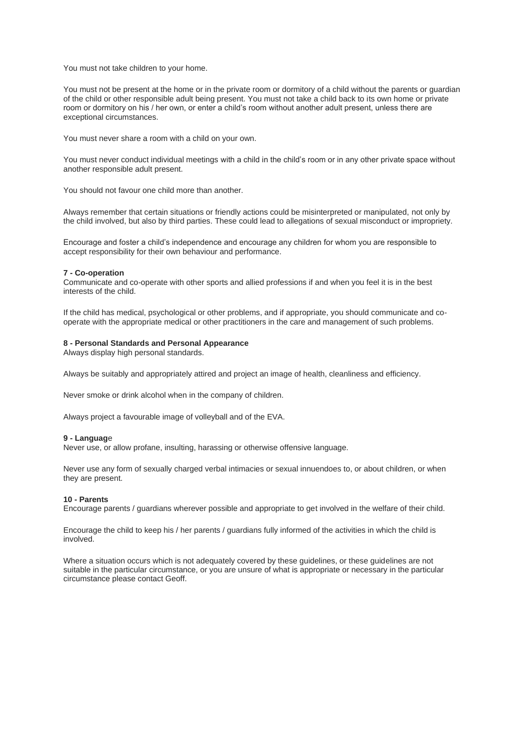You must not take children to your home.

You must not be present at the home or in the private room or dormitory of a child without the parents or guardian of the child or other responsible adult being present. You must not take a child back to its own home or private room or dormitory on his / her own, or enter a child's room without another adult present, unless there are exceptional circumstances.

You must never share a room with a child on your own.

You must never conduct individual meetings with a child in the child's room or in any other private space without another responsible adult present.

You should not favour one child more than another.

Always remember that certain situations or friendly actions could be misinterpreted or manipulated, not only by the child involved, but also by third parties. These could lead to allegations of sexual misconduct or impropriety.

Encourage and foster a child's independence and encourage any children for whom you are responsible to accept responsibility for their own behaviour and performance.

**7 - Co-operation**
Communicate and co-operate with other sports and allied professions if and when you feel it is in the best interests of the child.

If the child has medical, psychological or other problems, and if appropriate, you should communicate and co-operate with the appropriate medical or other practitioners in the care and management of such problems.

**8 - Personal Standards and Personal Appearance**
Always display high personal standards.

Always be suitably and appropriately attired and project an image of health, cleanliness and efficiency.

Never smoke or drink alcohol when in the company of children.

Always project a favourable image of volleyball and of the EVA.

**9 - Language**
Never use, or allow profane, insulting, harassing or otherwise offensive language.

Never use any form of sexually charged verbal intimacies or sexual innuendoes to, or about children, or when they are present.

**10 - Parents**
Encourage parents / guardians wherever possible and appropriate to get involved in the welfare of their child.

Encourage the child to keep his / her parents / guardians fully informed of the activities in which the child is involved.

Where a situation occurs which is not adequately covered by these guidelines, or these guidelines are not suitable in the particular circumstance, or you are unsure of what is appropriate or necessary in the particular circumstance please contact Geoff.